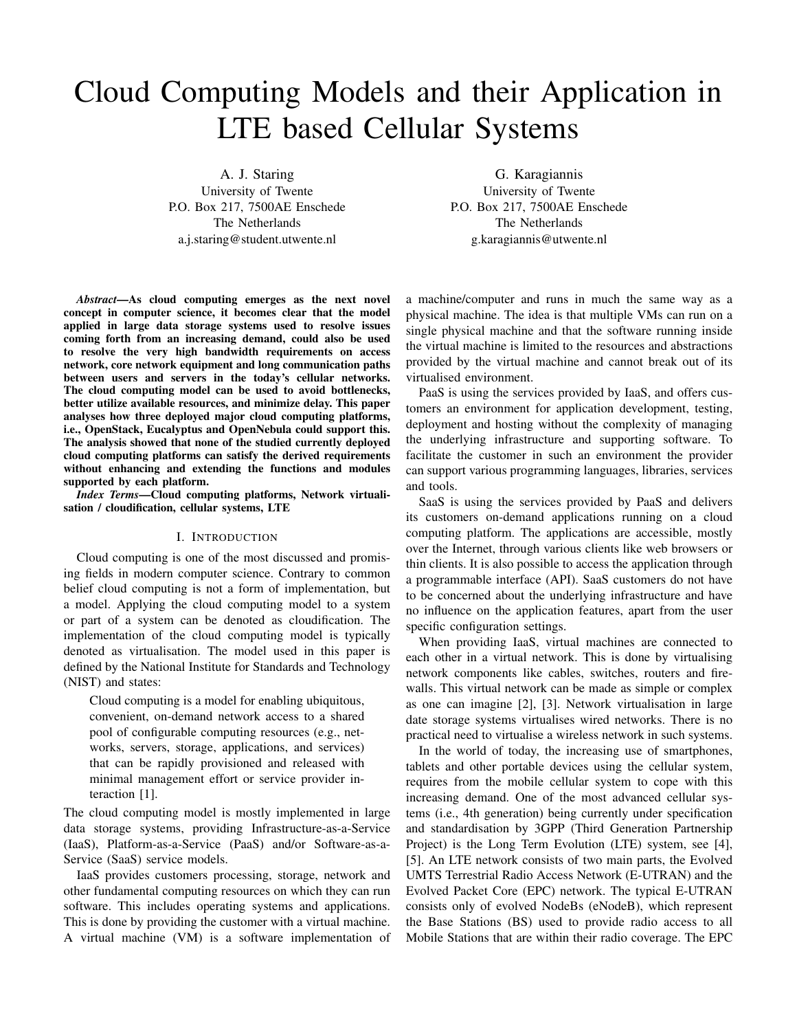# Cloud Computing Models and their Application in LTE based Cellular Systems

A. J. Staring
University of Twente
P.O. Box 217, 7500AE Enschede
The Netherlands
a.j.staring@student.utwente.nl

G. Karagiannis
University of Twente
P.O. Box 217, 7500AE Enschede
The Netherlands
g.karagiannis@utwente.nl

***Abstract*—As cloud computing emerges as the next novel concept in computer science, it becomes clear that the model applied in large data storage systems used to resolve issues coming forth from an increasing demand, could also be used to resolve the very high bandwidth requirements on access network, core network equipment and long communication paths between users and servers in the today's cellular networks. The cloud computing model can be used to avoid bottlenecks, better utilize available resources, and minimize delay. This paper analyses how three deployed major cloud computing platforms, i.e., OpenStack, Eucalyptus and OpenNebula could support this. The analysis showed that none of the studied currently deployed cloud computing platforms can satisfy the derived requirements without enhancing and extending the functions and modules supported by each platform.**

***Index Terms*—Cloud computing platforms, Network virtualisation / cloudification, cellular systems, LTE**

## I. Introduction

Cloud computing is one of the most discussed and promising fields in modern computer science. Contrary to common belief cloud computing is not a form of implementation, but a model. Applying the cloud computing model to a system or part of a system can be denoted as cloudification. The implementation of the cloud computing model is typically denoted as virtualisation. The model used in this paper is defined by the National Institute for Standards and Technology (NIST) and states:

> Cloud computing is a model for enabling ubiquitous, convenient, on-demand network access to a shared pool of configurable computing resources (e.g., networks, servers, storage, applications, and services) that can be rapidly provisioned and released with minimal management effort or service provider interaction [1].

The cloud computing model is mostly implemented in large data storage systems, providing Infrastructure-as-a-Service (IaaS), Platform-as-a-Service (PaaS) and/or Software-as-a-Service (SaaS) service models.

IaaS provides customers processing, storage, network and other fundamental computing resources on which they can run software. This includes operating systems and applications. This is done by providing the customer with a virtual machine. A virtual machine (VM) is a software implementation of a machine/computer and runs in much the same way as a physical machine. The idea is that multiple VMs can run on a single physical machine and that the software running inside the virtual machine is limited to the resources and abstractions provided by the virtual machine and cannot break out of its virtualised environment.

PaaS is using the services provided by IaaS, and offers customers an environment for application development, testing, deployment and hosting without the complexity of managing the underlying infrastructure and supporting software. To facilitate the customer in such an environment the provider can support various programming languages, libraries, services and tools.

SaaS is using the services provided by PaaS and delivers its customers on-demand applications running on a cloud computing platform. The applications are accessible, mostly over the Internet, through various clients like web browsers or thin clients. It is also possible to access the application through a programmable interface (API). SaaS customers do not have to be concerned about the underlying infrastructure and have no influence on the application features, apart from the user specific configuration settings.

When providing IaaS, virtual machines are connected to each other in a virtual network. This is done by virtualising network components like cables, switches, routers and firewalls. This virtual network can be made as simple or complex as one can imagine [2], [3]. Network virtualisation in large date storage systems virtualises wired networks. There is no practical need to virtualise a wireless network in such systems.

In the world of today, the increasing use of smartphones, tablets and other portable devices using the cellular system, requires from the mobile cellular system to cope with this increasing demand. One of the most advanced cellular systems (i.e., 4th generation) being currently under specification and standardisation by 3GPP (Third Generation Partnership Project) is the Long Term Evolution (LTE) system, see [4], [5]. An LTE network consists of two main parts, the Evolved UMTS Terrestrial Radio Access Network (E-UTRAN) and the Evolved Packet Core (EPC) network. The typical E-UTRAN consists only of evolved NodeBs (eNodeB), which represent the Base Stations (BS) used to provide radio access to all Mobile Stations that are within their radio coverage. The EPC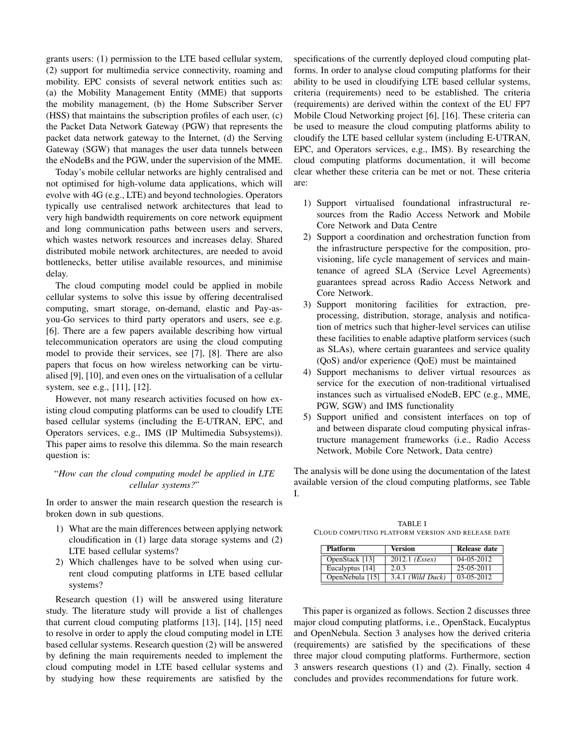grants users: (1) permission to the LTE based cellular system, (2) support for multimedia service connectivity, roaming and mobility. EPC consists of several network entities such as: (a) the Mobility Management Entity (MME) that supports the mobility management, (b) the Home Subscriber Server (HSS) that maintains the subscription profiles of each user, (c) the Packet Data Network Gateway (PGW) that represents the packet data network gateway to the Internet, (d) the Serving Gateway (SGW) that manages the user data tunnels between the eNodeBs and the PGW, under the supervision of the MME.

Today's mobile cellular networks are highly centralised and not optimised for high-volume data applications, which will evolve with 4G (e.g., LTE) and beyond technologies. Operators typically use centralised network architectures that lead to very high bandwidth requirements on core network equipment and long communication paths between users and servers, which wastes network resources and increases delay. Shared distributed mobile network architectures, are needed to avoid bottlenecks, better utilise available resources, and minimise delay.

The cloud computing model could be applied in mobile cellular systems to solve this issue by offering decentralised computing, smart storage, on-demand, elastic and Pay-as-you-Go services to third party operators and users, see e.g. [6]. There are a few papers available describing how virtual telecommunication operators are using the cloud computing model to provide their services, see [7], [8]. There are also papers that focus on how wireless networking can be virtualised [9], [10], and even ones on the virtualisation of a cellular system, see e.g., [11], [12].

However, not many research activities focused on how existing cloud computing platforms can be used to cloudify LTE based cellular systems (including the E-UTRAN, EPC, and Operators services, e.g., IMS (IP Multimedia Subsystems)). This paper aims to resolve this dilemma. So the main research question is:

"*How can the cloud computing model be applied in LTE cellular systems?*"

In order to answer the main research question the research is broken down in sub questions.

1) What are the main differences between applying network cloudification in (1) large data storage systems and (2) LTE based cellular systems?
2) Which challenges have to be solved when using current cloud computing platforms in LTE based cellular systems?

Research question (1) will be answered using literature study. The literature study will provide a list of challenges that current cloud computing platforms [13], [14], [15] need to resolve in order to apply the cloud computing model in LTE based cellular systems. Research question (2) will be answered by defining the main requirements needed to implement the cloud computing model in LTE based cellular systems and by studying how these requirements are satisfied by the specifications of the currently deployed cloud computing platforms. In order to analyse cloud computing platforms for their ability to be used in cloudifying LTE based cellular systems, criteria (requirements) need to be established. The criteria (requirements) are derived within the context of the EU FP7 Mobile Cloud Networking project [6], [16]. These criteria can be used to measure the cloud computing platforms ability to cloudify the LTE based cellular system (including E-UTRAN, EPC, and Operators services, e.g., IMS). By researching the cloud computing platforms documentation, it will become clear whether these criteria can be met or not. These criteria are:

1) Support virtualised foundational infrastructural resources from the Radio Access Network and Mobile Core Network and Data Centre
2) Support a coordination and orchestration function from the infrastructure perspective for the composition, provisioning, life cycle management of services and maintenance of agreed SLA (Service Level Agreements) guarantees spread across Radio Access Network and Core Network.
3) Support monitoring facilities for extraction, pre-processing, distribution, storage, analysis and notification of metrics such that higher-level services can utilise these facilities to enable adaptive platform services (such as SLAs), where certain guarantees and service quality (QoS) and/or experience (QoE) must be maintained
4) Support mechanisms to deliver virtual resources as service for the execution of non-traditional virtualised instances such as virtualised eNodeB, EPC (e.g., MME, PGW, SGW) and IMS functionality
5) Support unified and consistent interfaces on top of and between disparate cloud computing physical infrastructure management frameworks (i.e., Radio Access Network, Mobile Core Network, Data centre)

The analysis will be done using the documentation of the latest available version of the cloud computing platforms, see Table I.

TABLE I
CLOUD COMPUTING PLATFORM VERSION AND RELEASE DATE

| Platform | Version | Release date |
|---|---|---|
| OpenStack [13] | 2012.1 *(Essex)* | 04-05-2012 |
| Eucalyptus [14] | 2.0.3 | 25-05-2011 |
| OpenNebula [15] | 3.4.1 *(Wild Duck)* | 03-05-2012 |

This paper is organized as follows. Section 2 discusses three major cloud computing platforms, i.e., OpenStack, Eucalyptus and OpenNebula. Section 3 analyses how the derived criteria (requirements) are satisfied by the specifications of these three major cloud computing platforms. Furthermore, section 3 answers research questions (1) and (2). Finally, section 4 concludes and provides recommendations for future work.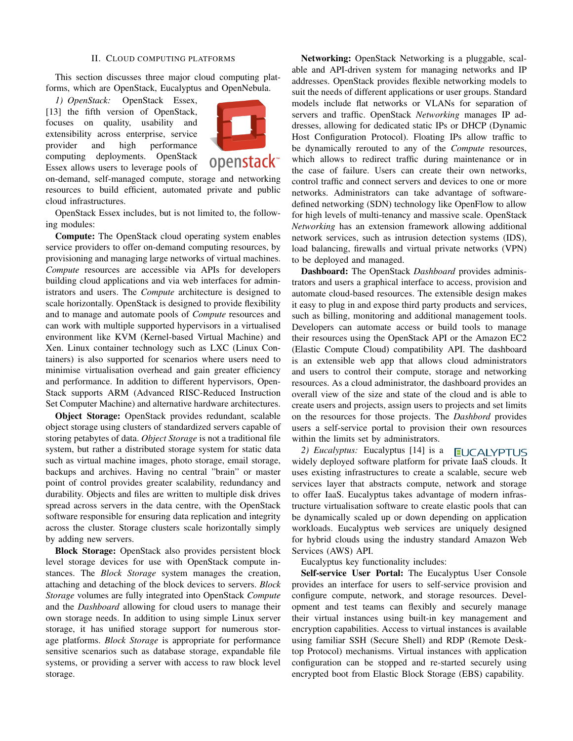## II. Cloud Computing Platforms

This section discusses three major cloud computing platforms, which are OpenStack, Eucalyptus and OpenNebula.

*1) OpenStack:* OpenStack Essex, [13] the fifth version of OpenStack, focuses on quality, usability and extensibility across enterprise, service provider and high performance computing deployments. OpenStack Essex allows users to leverage pools of on-demand, self-managed compute, storage and networking resources to build efficient, automated private and public cloud infrastructures.

OpenStack Essex includes, but is not limited to, the following modules:

**Compute:** The OpenStack cloud operating system enables service providers to offer on-demand computing resources, by provisioning and managing large networks of virtual machines. *Compute* resources are accessible via APIs for developers building cloud applications and via web interfaces for administrators and users. The *Compute* architecture is designed to scale horizontally. OpenStack is designed to provide flexibility and to manage and automate pools of *Compute* resources and can work with multiple supported hypervisors in a virtualised environment like KVM (Kernel-based Virtual Machine) and Xen. Linux container technology such as LXC (Linux Containers) is also supported for scenarios where users need to minimise virtualisation overhead and gain greater efficiency and performance. In addition to different hypervisors, OpenStack supports ARM (Advanced RISC-Reduced Instruction Set Computer Machine) and alternative hardware architectures.

**Object Storage:** OpenStack provides redundant, scalable object storage using clusters of standardized servers capable of storing petabytes of data. *Object Storage* is not a traditional file system, but rather a distributed storage system for static data such as virtual machine images, photo storage, email storage, backups and archives. Having no central "brain" or master point of control provides greater scalability, redundancy and durability. Objects and files are written to multiple disk drives spread across servers in the data centre, with the OpenStack software responsible for ensuring data replication and integrity across the cluster. Storage clusters scale horizontally simply by adding new servers.

**Block Storage:** OpenStack also provides persistent block level storage devices for use with OpenStack compute instances. The *Block Storage* system manages the creation, attaching and detaching of the block devices to servers. *Block Storage* volumes are fully integrated into OpenStack *Compute* and the *Dashboard* allowing for cloud users to manage their own storage needs. In addition to using simple Linux server storage, it has unified storage support for numerous storage platforms. *Block Storage* is appropriate for performance sensitive scenarios such as database storage, expandable file systems, or providing a server with access to raw block level storage.

**Networking:** OpenStack Networking is a pluggable, scalable and API-driven system for managing networks and IP addresses. OpenStack provides flexible networking models to suit the needs of different applications or user groups. Standard models include flat networks or VLANs for separation of servers and traffic. OpenStack *Networking* manages IP addresses, allowing for dedicated static IPs or DHCP (Dynamic Host Configuration Protocol). Floating IPs allow traffic to be dynamically rerouted to any of the *Compute* resources, which allows to redirect traffic during maintenance or in the case of failure. Users can create their own networks, control traffic and connect servers and devices to one or more networks. Administrators can take advantage of software-defined networking (SDN) technology like OpenFlow to allow for high levels of multi-tenancy and massive scale. OpenStack *Networking* has an extension framework allowing additional network services, such as intrusion detection systems (IDS), load balancing, firewalls and virtual private networks (VPN) to be deployed and managed.

**Dashboard:** The OpenStack *Dashboard* provides administrators and users a graphical interface to access, provision and automate cloud-based resources. The extensible design makes it easy to plug in and expose third party products and services, such as billing, monitoring and additional management tools. Developers can automate access or build tools to manage their resources using the OpenStack API or the Amazon EC2 (Elastic Compute Cloud) compatibility API. The dashboard is an extensible web app that allows cloud administrators and users to control their compute, storage and networking resources. As a cloud administrator, the dashboard provides an overall view of the size and state of the cloud and is able to create users and projects, assign users to projects and set limits on the resources for those projects. The *Dashbord* provides users a self-service portal to provision their own resources within the limits set by administrators.

*2) Eucalyptus:* Eucalyptus [14] is a widely deployed software platform for private IaaS clouds. It uses existing infrastructures to create a scalable, secure web services layer that abstracts compute, network and storage to offer IaaS. Eucalyptus takes advantage of modern infrastructure virtualisation software to create elastic pools that can be dynamically scaled up or down depending on application workloads. Eucalyptus web services are uniquely designed for hybrid clouds using the industry standard Amazon Web Services (AWS) API.

Eucalyptus key functionality includes:

**Self-service User Portal:** The Eucalyptus User Console provides an interface for users to self-service provision and configure compute, network, and storage resources. Development and test teams can flexibly and securely manage their virtual instances using built-in key management and encryption capabilities. Access to virtual instances is available using familiar SSH (Secure Shell) and RDP (Remote Desktop Protocol) mechanisms. Virtual instances with application configuration can be stopped and re-started securely using encrypted boot from Elastic Block Storage (EBS) capability.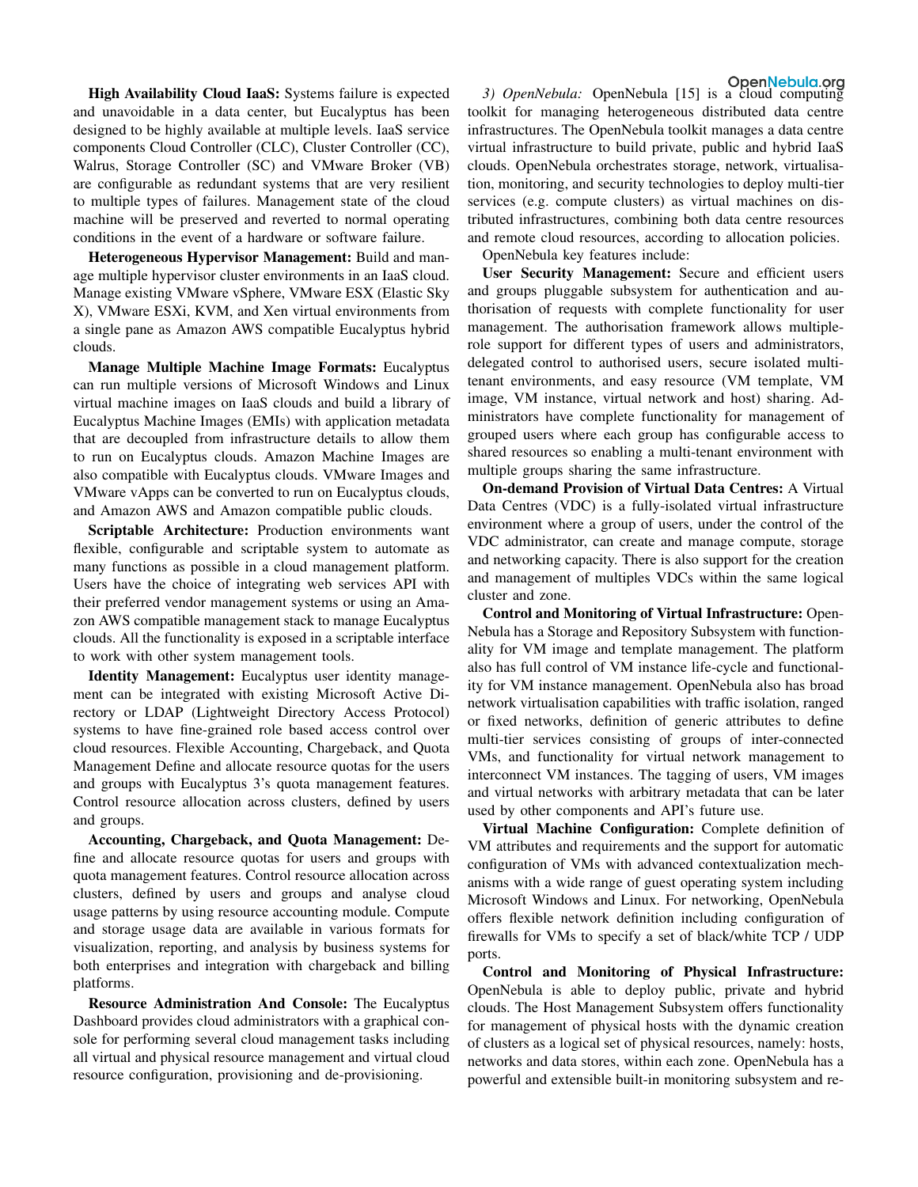**High Availability Cloud IaaS:** Systems failure is expected and unavoidable in a data center, but Eucalyptus has been designed to be highly available at multiple levels. IaaS service components Cloud Controller (CLC), Cluster Controller (CC), Walrus, Storage Controller (SC) and VMware Broker (VB) are configurable as redundant systems that are very resilient to multiple types of failures. Management state of the cloud machine will be preserved and reverted to normal operating conditions in the event of a hardware or software failure.

**Heterogeneous Hypervisor Management:** Build and manage multiple hypervisor cluster environments in an IaaS cloud. Manage existing VMware vSphere, VMware ESX (Elastic Sky X), VMware ESXi, KVM, and Xen virtual environments from a single pane as Amazon AWS compatible Eucalyptus hybrid clouds.

**Manage Multiple Machine Image Formats:** Eucalyptus can run multiple versions of Microsoft Windows and Linux virtual machine images on IaaS clouds and build a library of Eucalyptus Machine Images (EMIs) with application metadata that are decoupled from infrastructure details to allow them to run on Eucalyptus clouds. Amazon Machine Images are also compatible with Eucalyptus clouds. VMware Images and VMware vApps can be converted to run on Eucalyptus clouds, and Amazon AWS and Amazon compatible public clouds.

**Scriptable Architecture:** Production environments want flexible, configurable and scriptable system to automate as many functions as possible in a cloud management platform. Users have the choice of integrating web services API with their preferred vendor management systems or using an Amazon AWS compatible management stack to manage Eucalyptus clouds. All the functionality is exposed in a scriptable interface to work with other system management tools.

**Identity Management:** Eucalyptus user identity management can be integrated with existing Microsoft Active Directory or LDAP (Lightweight Directory Access Protocol) systems to have fine-grained role based access control over cloud resources. Flexible Accounting, Chargeback, and Quota Management Define and allocate resource quotas for the users and groups with Eucalyptus 3's quota management features. Control resource allocation across clusters, defined by users and groups.

**Accounting, Chargeback, and Quota Management:** Define and allocate resource quotas for users and groups with quota management features. Control resource allocation across clusters, defined by users and groups and analyse cloud usage patterns by using resource accounting module. Compute and storage usage data are available in various formats for visualization, reporting, and analysis by business systems for both enterprises and integration with chargeback and billing platforms.

**Resource Administration And Console:** The Eucalyptus Dashboard provides cloud administrators with a graphical console for performing several cloud management tasks including all virtual and physical resource management and virtual cloud resource configuration, provisioning and de-provisioning.

*3) OpenNebula:* OpenNebula [15] is a cloud computing toolkit for managing heterogeneous distributed data centre infrastructures. The OpenNebula toolkit manages a data centre virtual infrastructure to build private, public and hybrid IaaS clouds. OpenNebula orchestrates storage, network, virtualisation, monitoring, and security technologies to deploy multi-tier services (e.g. compute clusters) as virtual machines on distributed infrastructures, combining both data centre resources and remote cloud resources, according to allocation policies.

OpenNebula key features include:

**User Security Management:** Secure and efficient users and groups pluggable subsystem for authentication and authorisation of requests with complete functionality for user management. The authorisation framework allows multiple-role support for different types of users and administrators, delegated control to authorised users, secure isolated multi-tenant environments, and easy resource (VM template, VM image, VM instance, virtual network and host) sharing. Administrators have complete functionality for management of grouped users where each group has configurable access to shared resources so enabling a multi-tenant environment with multiple groups sharing the same infrastructure.

**On-demand Provision of Virtual Data Centres:** A Virtual Data Centres (VDC) is a fully-isolated virtual infrastructure environment where a group of users, under the control of the VDC administrator, can create and manage compute, storage and networking capacity. There is also support for the creation and management of multiples VDCs within the same logical cluster and zone.

**Control and Monitoring of Virtual Infrastructure:** OpenNebula has a Storage and Repository Subsystem with functionality for VM image and template management. The platform also has full control of VM instance life-cycle and functionality for VM instance management. OpenNebula also has broad network virtualisation capabilities with traffic isolation, ranged or fixed networks, definition of generic attributes to define multi-tier services consisting of groups of inter-connected VMs, and functionality for virtual network management to interconnect VM instances. The tagging of users, VM images and virtual networks with arbitrary metadata that can be later used by other components and API's future use.

**Virtual Machine Configuration:** Complete definition of VM attributes and requirements and the support for automatic configuration of VMs with advanced contextualization mechanisms with a wide range of guest operating system including Microsoft Windows and Linux. For networking, OpenNebula offers flexible network definition including configuration of firewalls for VMs to specify a set of black/white TCP / UDP ports.

**Control and Monitoring of Physical Infrastructure:** OpenNebula is able to deploy public, private and hybrid clouds. The Host Management Subsystem offers functionality for management of physical hosts with the dynamic creation of clusters as a logical set of physical resources, namely: hosts, networks and data stores, within each zone. OpenNebula has a powerful and extensible built-in monitoring subsystem and re-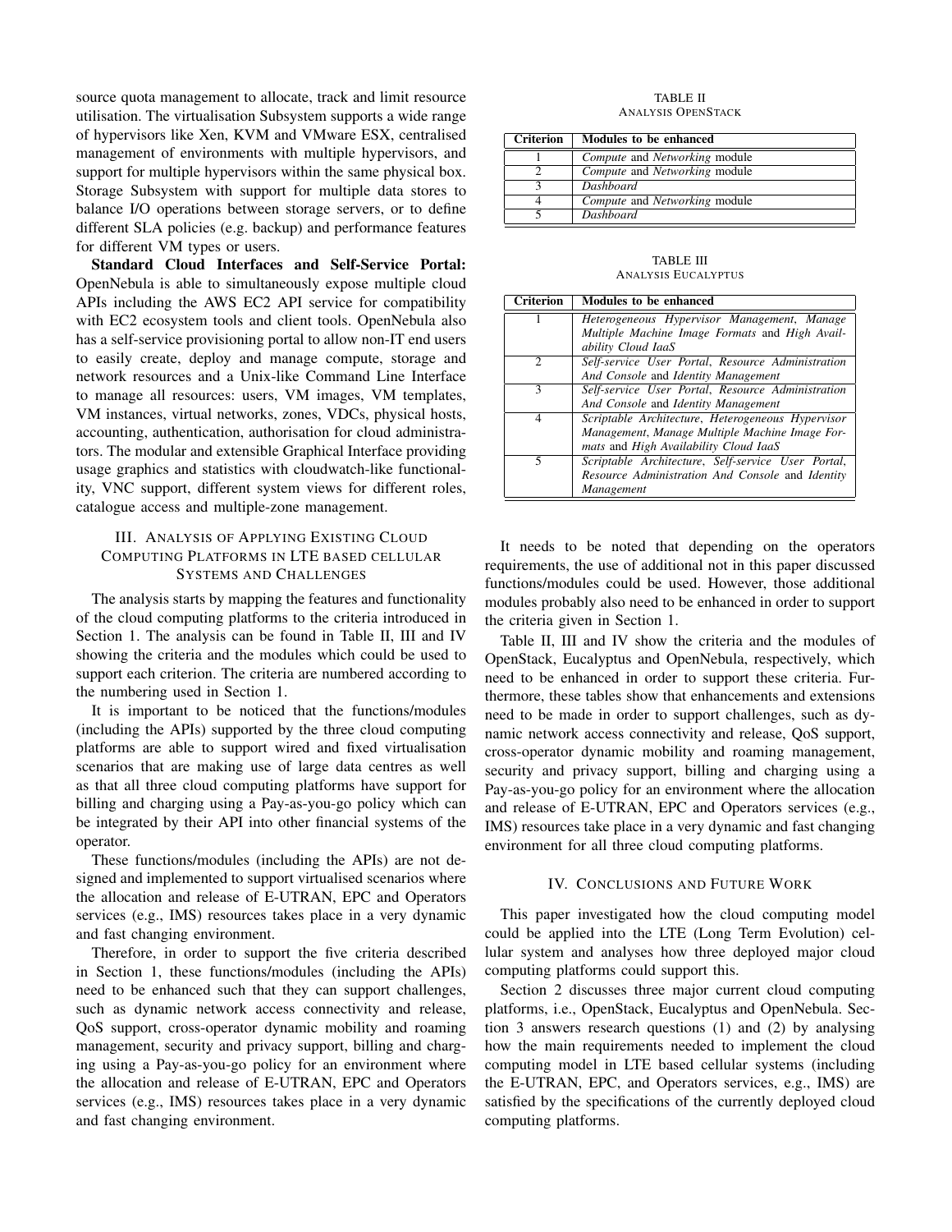source quota management to allocate, track and limit resource utilisation. The virtualisation Subsystem supports a wide range of hypervisors like Xen, KVM and VMware ESX, centralised management of environments with multiple hypervisors, and support for multiple hypervisors within the same physical box. Storage Subsystem with support for multiple data stores to balance I/O operations between storage servers, or to define different SLA policies (e.g. backup) and performance features for different VM types or users.

**Standard Cloud Interfaces and Self-Service Portal:** OpenNebula is able to simultaneously expose multiple cloud APIs including the AWS EC2 API service for compatibility with EC2 ecosystem tools and client tools. OpenNebula also has a self-service provisioning portal to allow non-IT end users to easily create, deploy and manage compute, storage and network resources and a Unix-like Command Line Interface to manage all resources: users, VM images, VM templates, VM instances, virtual networks, zones, VDCs, physical hosts, accounting, authentication, authorisation for cloud administrators. The modular and extensible Graphical Interface providing usage graphics and statistics with cloudwatch-like functionality, VNC support, different system views for different roles, catalogue access and multiple-zone management.

## III. Analysis of Applying Existing Cloud Computing Platforms in LTE based cellular Systems and Challenges

The analysis starts by mapping the features and functionality of the cloud computing platforms to the criteria introduced in Section 1. The analysis can be found in Table II, III and IV showing the criteria and the modules which could be used to support each criterion. The criteria are numbered according to the numbering used in Section 1.

It is important to be noticed that the functions/modules (including the APIs) supported by the three cloud computing platforms are able to support wired and fixed virtualisation scenarios that are making use of large data centres as well as that all three cloud computing platforms have support for billing and charging using a Pay-as-you-go policy which can be integrated by their API into other financial systems of the operator.

These functions/modules (including the APIs) are not designed and implemented to support virtualised scenarios where the allocation and release of E-UTRAN, EPC and Operators services (e.g., IMS) resources takes place in a very dynamic and fast changing environment.

Therefore, in order to support the five criteria described in Section 1, these functions/modules (including the APIs) need to be enhanced such that they can support challenges, such as dynamic network access connectivity and release, QoS support, cross-operator dynamic mobility and roaming management, security and privacy support, billing and charging using a Pay-as-you-go policy for an environment where the allocation and release of E-UTRAN, EPC and Operators services (e.g., IMS) resources takes place in a very dynamic and fast changing environment.

TABLE II
Analysis OpenStack

| Criterion | Modules to be enhanced |
|---|---|
| 1 | *Compute* and *Networking* module |
| 2 | *Compute* and *Networking* module |
| 3 | *Dashboard* |
| 4 | *Compute* and *Networking* module |
| 5 | *Dashboard* |

TABLE III
Analysis Eucalyptus

| Criterion | Modules to be enhanced |
|---|---|
| 1 | *Heterogeneous Hypervisor Management*, *Manage Multiple Machine Image Formats* and *High Availability Cloud IaaS* |
| 2 | *Self-service User Portal*, *Resource Administration And Console* and *Identity Management* |
| 3 | *Self-service User Portal*, *Resource Administration And Console* and *Identity Management* |
| 4 | *Scriptable Architecture*, *Heterogeneous Hypervisor Management*, *Manage Multiple Machine Image Formats* and *High Availability Cloud IaaS* |
| 5 | *Scriptable Architecture*, *Self-service User Portal*, *Resource Administration And Console* and *Identity Management* |

It needs to be noted that depending on the operators requirements, the use of additional not in this paper discussed functions/modules could be used. However, those additional modules probably also need to be enhanced in order to support the criteria given in Section 1.

Table II, III and IV show the criteria and the modules of OpenStack, Eucalyptus and OpenNebula, respectively, which need to be enhanced in order to support these criteria. Furthermore, these tables show that enhancements and extensions need to be made in order to support challenges, such as dynamic network access connectivity and release, QoS support, cross-operator dynamic mobility and roaming management, security and privacy support, billing and charging using a Pay-as-you-go policy for an environment where the allocation and release of E-UTRAN, EPC and Operators services (e.g., IMS) resources take place in a very dynamic and fast changing environment for all three cloud computing platforms.

## IV. Conclusions and Future Work

This paper investigated how the cloud computing model could be applied into the LTE (Long Term Evolution) cellular system and analyses how three deployed major cloud computing platforms could support this.

Section 2 discusses three major current cloud computing platforms, i.e., OpenStack, Eucalyptus and OpenNebula. Section 3 answers research questions (1) and (2) by analysing how the main requirements needed to implement the cloud computing model in LTE based cellular systems (including the E-UTRAN, EPC, and Operators services, e.g., IMS) are satisfied by the specifications of the currently deployed cloud computing platforms.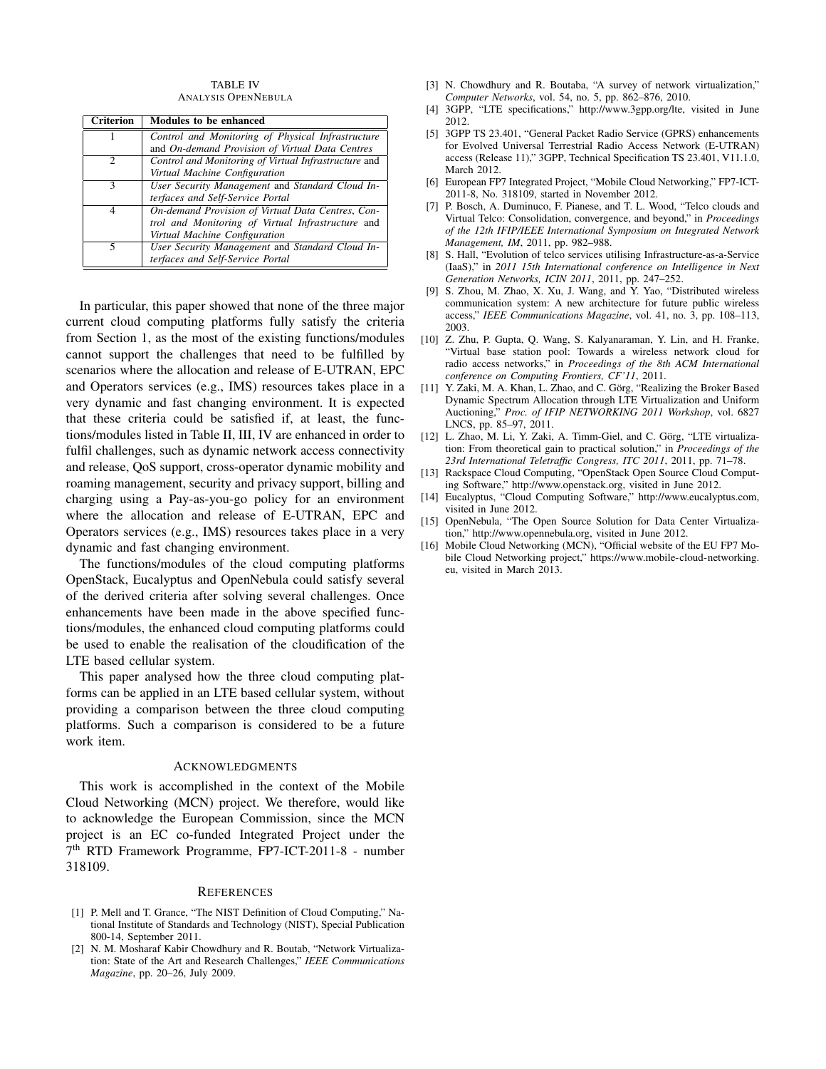TABLE IV

ANALYSIS OPENNEBULA

| Criterion | Modules to be enhanced |
|---|---|
| 1 | *Control and Monitoring of Physical Infrastructure* and *On-demand Provision of Virtual Data Centres* |
| 2 | *Control and Monitoring of Virtual Infrastructure* and *Virtual Machine Configuration* |
| 3 | *User Security Management* and *Standard Cloud Interfaces and Self-Service Portal* |
| 4 | *On-demand Provision of Virtual Data Centres*, *Control and Monitoring of Virtual Infrastructure* and *Virtual Machine Configuration* |
| 5 | *User Security Management* and *Standard Cloud Interfaces and Self-Service Portal* |

In particular, this paper showed that none of the three major current cloud computing platforms fully satisfy the criteria from Section 1, as the most of the existing functions/modules cannot support the challenges that need to be fulfilled by scenarios where the allocation and release of E-UTRAN, EPC and Operators services (e.g., IMS) resources takes place in a very dynamic and fast changing environment. It is expected that these criteria could be satisfied if, at least, the functions/modules listed in Table II, III, IV are enhanced in order to fulfil challenges, such as dynamic network access connectivity and release, QoS support, cross-operator dynamic mobility and roaming management, security and privacy support, billing and charging using a Pay-as-you-go policy for an environment where the allocation and release of E-UTRAN, EPC and Operators services (e.g., IMS) resources takes place in a very dynamic and fast changing environment.

The functions/modules of the cloud computing platforms OpenStack, Eucalyptus and OpenNebula could satisfy several of the derived criteria after solving several challenges. Once enhancements have been made in the above specified functions/modules, the enhanced cloud computing platforms could be used to enable the realisation of the cloudification of the LTE based cellular system.

This paper analysed how the three cloud computing platforms can be applied in an LTE based cellular system, without providing a comparison between the three cloud computing platforms. Such a comparison is considered to be a future work item.

## ACKNOWLEDGMENTS

This work is accomplished in the context of the Mobile Cloud Networking (MCN) project. We therefore, would like to acknowledge the European Commission, since the MCN project is an EC co-funded Integrated Project under the 7th RTD Framework Programme, FP7-ICT-2011-8 - number 318109.

## REFERENCES

[1] P. Mell and T. Grance, "The NIST Definition of Cloud Computing," National Institute of Standards and Technology (NIST), Special Publication 800-14, September 2011.

[2] N. M. Mosharaf Kabir Chowdhury and R. Boutab, "Network Virtualization: State of the Art and Research Challenges," *IEEE Communications Magazine*, pp. 20–26, July 2009.

[3] N. Chowdhury and R. Boutaba, "A survey of network virtualization," *Computer Networks*, vol. 54, no. 5, pp. 862–876, 2010.

[4] 3GPP, "LTE specifications," http://www.3gpp.org/lte, visited in June 2012.

[5] 3GPP TS 23.401, "General Packet Radio Service (GPRS) enhancements for Evolved Universal Terrestrial Radio Access Network (E-UTRAN) access (Release 11)," 3GPP, Technical Specification TS 23.401, V11.1.0, March 2012.

[6] European FP7 Integrated Project, "Mobile Cloud Networking," FP7-ICT-2011-8, No. 318109, started in November 2012.

[7] P. Bosch, A. Duminuco, F. Pianese, and T. L. Wood, "Telco clouds and Virtual Telco: Consolidation, convergence, and beyond," in *Proceedings of the 12th IFIP/IEEE International Symposium on Integrated Network Management, IM*, 2011, pp. 982–988.

[8] S. Hall, "Evolution of telco services utilising Infrastructure-as-a-Service (IaaS)," in *2011 15th International conference on Intelligence in Next Generation Networks, ICIN 2011*, 2011, pp. 247–252.

[9] S. Zhou, M. Zhao, X. Xu, J. Wang, and Y. Yao, "Distributed wireless communication system: A new architecture for future public wireless access," *IEEE Communications Magazine*, vol. 41, no. 3, pp. 108–113, 2003.

[10] Z. Zhu, P. Gupta, Q. Wang, S. Kalyanaraman, Y. Lin, and H. Franke, "Virtual base station pool: Towards a wireless network cloud for radio access networks," in *Proceedings of the 8th ACM International conference on Computing Frontiers, CF'11*, 2011.

[11] Y. Zaki, M. A. Khan, L. Zhao, and C. Görg, "Realizing the Broker Based Dynamic Spectrum Allocation through LTE Virtualization and Uniform Auctioning," *Proc. of IFIP NETWORKING 2011 Workshop*, vol. 6827 LNCS, pp. 85–97, 2011.

[12] L. Zhao, M. Li, Y. Zaki, A. Timm-Giel, and C. Görg, "LTE virtualization: From theoretical gain to practical solution," in *Proceedings of the 23rd International Teletraffic Congress, ITC 2011*, 2011, pp. 71–78.

[13] Rackspace Cloud Computing, "OpenStack Open Source Cloud Computing Software," http://www.openstack.org, visited in June 2012.

[14] Eucalyptus, "Cloud Computing Software," http://www.eucalyptus.com, visited in June 2012.

[15] OpenNebula, "The Open Source Solution for Data Center Virtualization," http://www.opennebula.org, visited in June 2012.

[16] Mobile Cloud Networking (MCN), "Official website of the EU FP7 Mobile Cloud Networking project," https://www.mobile-cloud-networking.eu, visited in March 2013.